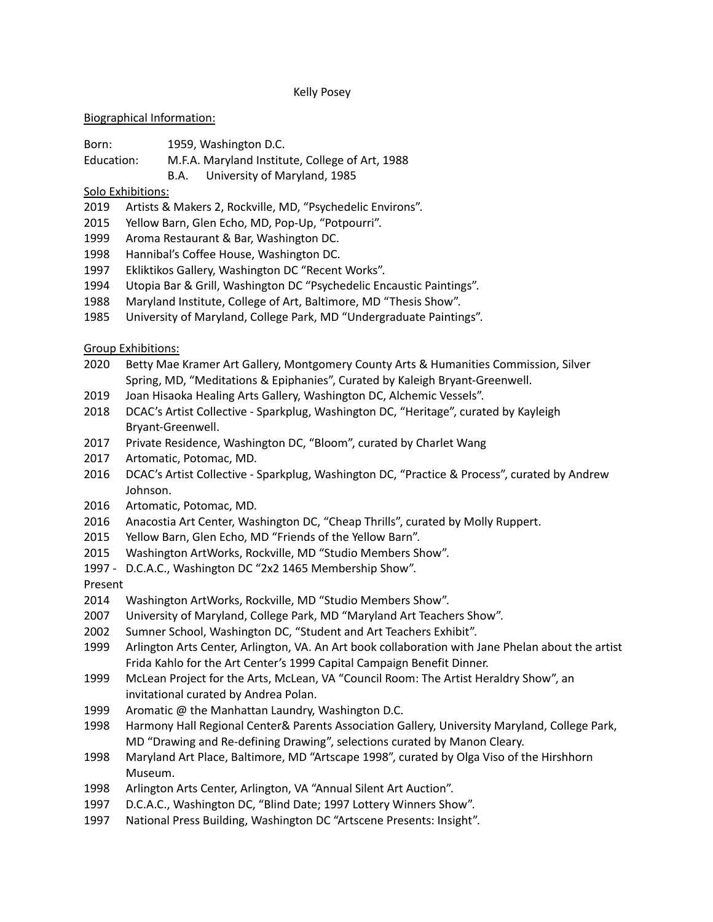# Kelly Posey

## Biographical Information:

Born: 1959, Washington D.C.

Education: M.F.A. Maryland Institute, College of Art, 1988

B.A. University of Maryland, 1985

## Solo Exhibitions:

- 2019 Artists & Makers 2, Rockville, MD, “Psychedelic Environs”.
- 2015 Yellow Barn, Glen Echo, MD, Pop-Up, “Potpourri”.
- 1999 Aroma Restaurant & Bar, Washington DC.
- 1998 Hannibal’s Coffee House, Washington DC.
- 1997 Ekliktikos Gallery, Washington DC “Recent Works”.
- 1994 Utopia Bar & Grill, Washington DC “Psychedelic Encaustic Paintings”.
- 1988 Maryland Institute, College of Art, Baltimore, MD “Thesis Show”.
- 1985 University of Maryland, College Park, MD “Undergraduate Paintings”.

## Group Exhibitions:

- 2020 Betty Mae Kramer Art Gallery, Montgomery County Arts & Humanities Commission, Silver Spring, MD, “Meditations & Epiphanies”, Curated by Kaleigh Bryant-Greenwell.
- 2019 Joan Hisaoka Healing Arts Gallery, Washington DC, Alchemic Vessels”.
- 2018 DCAC’s Artist Collective - Sparkplug, Washington DC, “Heritage”, curated by Kayleigh Bryant-Greenwell.
- 2017 Private Residence, Washington DC, “Bloom”, curated by Charlet Wang
- 2017 Artomatic, Potomac, MD.
- 2016 DCAC’s Artist Collective - Sparkplug, Washington DC, “Practice & Process”, curated by Andrew Johnson.
- 2016 Artomatic, Potomac, MD.
- 2016 Anacostia Art Center, Washington DC, “Cheap Thrills”, curated by Molly Ruppert.
- 2015 Yellow Barn, Glen Echo, MD “Friends of the Yellow Barn”.
- 2015 Washington ArtWorks, Rockville, MD “Studio Members Show”.
- 1997 - Present D.C.A.C., Washington DC “2x2 1465 Membership Show”.
- 2014 Washington ArtWorks, Rockville, MD “Studio Members Show”.
- 2007 University of Maryland, College Park, MD “Maryland Art Teachers Show”.
- 2002 Sumner School, Washington DC, “Student and Art Teachers Exhibit”.
- 1999 Arlington Arts Center, Arlington, VA. An Art book collaboration with Jane Phelan about the artist Frida Kahlo for the Art Center’s 1999 Capital Campaign Benefit Dinner.
- 1999 McLean Project for the Arts, McLean, VA “Council Room: The Artist Heraldry Show”, an invitational curated by Andrea Polan.
- 1999 Aromatic @ the Manhattan Laundry, Washington D.C.
- 1998 Harmony Hall Regional Center& Parents Association Gallery, University Maryland, College Park, MD “Drawing and Re-defining Drawing”, selections curated by Manon Cleary.
- 1998 Maryland Art Place, Baltimore, MD “Artscape 1998”, curated by Olga Viso of the Hirshhorn Museum.
- 1998 Arlington Arts Center, Arlington, VA “Annual Silent Art Auction”.
- 1997 D.C.A.C., Washington DC, “Blind Date; 1997 Lottery Winners Show”.
- 1997 National Press Building, Washington DC “Artscene Presents: Insight”.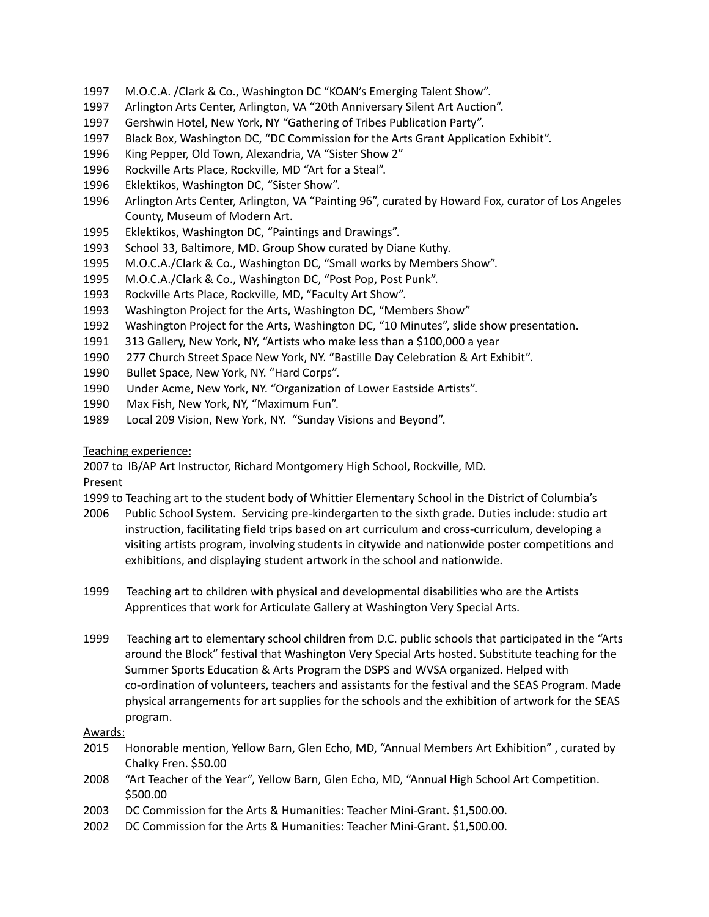1997 M.O.C.A. /Clark & Co., Washington DC “KOAN’s Emerging Talent Show”.
1997 Arlington Arts Center, Arlington, VA “20th Anniversary Silent Art Auction”.
1997 Gershwin Hotel, New York, NY “Gathering of Tribes Publication Party”.
1997 Black Box, Washington DC, “DC Commission for the Arts Grant Application Exhibit”.
1996 King Pepper, Old Town, Alexandria, VA “Sister Show 2”
1996 Rockville Arts Place, Rockville, MD “Art for a Steal”.
1996 Eklektikos, Washington DC, “Sister Show”.
1996 Arlington Arts Center, Arlington, VA “Painting 96”, curated by Howard Fox, curator of Los Angeles County, Museum of Modern Art.
1995 Eklektikos, Washington DC, “Paintings and Drawings”.
1993 School 33, Baltimore, MD. Group Show curated by Diane Kuthy.
1995 M.O.C.A./Clark & Co., Washington DC, “Small works by Members Show”.
1995 M.O.C.A./Clark & Co., Washington DC, “Post Pop, Post Punk”.
1993 Rockville Arts Place, Rockville, MD, “Faculty Art Show”.
1993 Washington Project for the Arts, Washington DC, “Members Show”
1992 Washington Project for the Arts, Washington DC, “10 Minutes”, slide show presentation.
1991 313 Gallery, New York, NY, “Artists who make less than a $100,000 a year
1990 277 Church Street Space New York, NY. “Bastille Day Celebration & Art Exhibit”.
1990 Bullet Space, New York, NY. “Hard Corps”.
1990 Under Acme, New York, NY. “Organization of Lower Eastside Artists”.
1990 Max Fish, New York, NY, “Maximum Fun”.
1989 Local 209 Vision, New York, NY. “Sunday Visions and Beyond”.

<u>Teaching experience:</u>

2007 to Present IB/AP Art Instructor, Richard Montgomery High School, Rockville, MD.

1999 to 2006 Teaching art to the student body of Whittier Elementary School in the District of Columbia’s Public School System. Servicing pre-kindergarten to the sixth grade. Duties include: studio art instruction, facilitating field trips based on art curriculum and cross-curriculum, developing a visiting artists program, involving students in citywide and nationwide poster competitions and exhibitions, and displaying student artwork in the school and nationwide.

1999 Teaching art to children with physical and developmental disabilities who are the Artists Apprentices that work for Articulate Gallery at Washington Very Special Arts.

1999 Teaching art to elementary school children from D.C. public schools that participated in the “Arts around the Block” festival that Washington Very Special Arts hosted. Substitute teaching for the Summer Sports Education & Arts Program the DSPS and WVSA organized. Helped with co-ordination of volunteers, teachers and assistants for the festival and the SEAS Program. Made physical arrangements for art supplies for the schools and the exhibition of artwork for the SEAS program.

<u>Awards:</u>

2015 Honorable mention, Yellow Barn, Glen Echo, MD, “Annual Members Art Exhibition” , curated by Chalky Fren. $50.00
2008 “Art Teacher of the Year”, Yellow Barn, Glen Echo, MD, “Annual High School Art Competition. $500.00
2003 DC Commission for the Arts & Humanities: Teacher Mini-Grant. $1,500.00.
2002 DC Commission for the Arts & Humanities: Teacher Mini-Grant. $1,500.00.